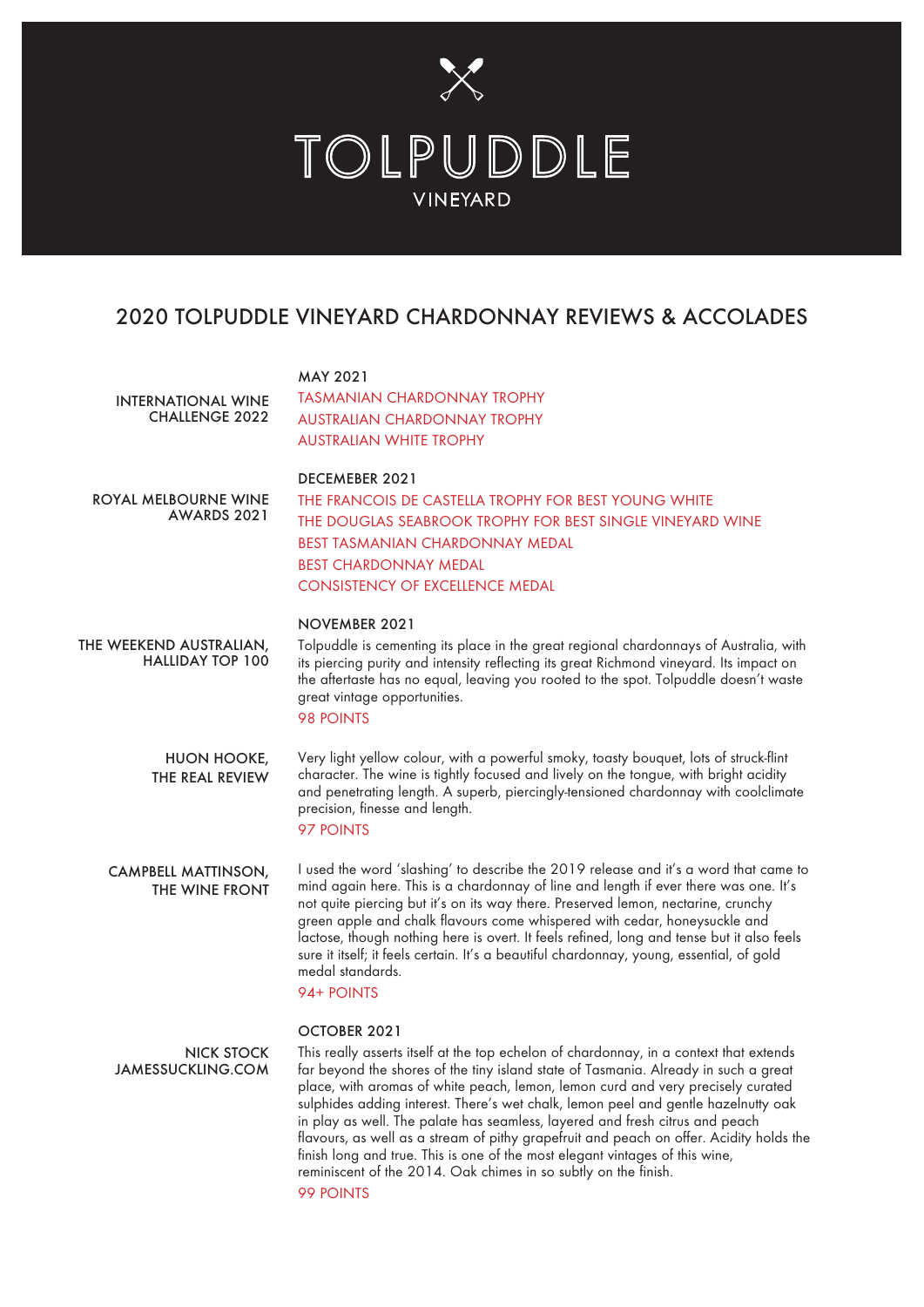# TOLPUDDLE

VINEYARD

## 2020 TOLPUDDLE VINEYARD CHARDONNAY REVIEWS & ACCOLADES

### MAY 2021

**INTERNATIONAL WINE CHALLENGE 2022**

TASMANIAN CHARDONNAY TROPHY
AUSTRALIAN CHARDONNAY TROPHY
AUSTRALIAN WHITE TROPHY

### DECEMEBER 2021

**ROYAL MELBOURNE WINE AWARDS 2021**

THE FRANCOIS DE CASTELLA TROPHY FOR BEST YOUNG WHITE
THE DOUGLAS SEABROOK TROPHY FOR BEST SINGLE VINEYARD WINE
BEST TASMANIAN CHARDONNAY MEDAL
BEST CHARDONNAY MEDAL
CONSISTENCY OF EXCELLENCE MEDAL

### NOVEMBER 2021

**THE WEEKEND AUSTRALIAN, HALLIDAY TOP 100**

Tolpuddle is cementing its place in the great regional chardonnays of Australia, with its piercing purity and intensity reflecting its great Richmond vineyard. Its impact on the aftertaste has no equal, leaving you rooted to the spot. Tolpuddle doesn't waste great vintage opportunities.

98 POINTS

**HUON HOOKE, THE REAL REVIEW**

Very light yellow colour, with a powerful smoky, toasty bouquet, lots of struck-flint character. The wine is tightly focused and lively on the tongue, with bright acidity and penetrating length. A superb, piercingly-tensioned chardonnay with coolclimate precision, finesse and length.

97 POINTS

**CAMPBELL MATTINSON, THE WINE FRONT**

I used the word 'slashing' to describe the 2019 release and it's a word that came to mind again here. This is a chardonnay of line and length if ever there was one. It's not quite piercing but it's on its way there. Preserved lemon, nectarine, crunchy green apple and chalk flavours come whispered with cedar, honeysuckle and lactose, though nothing here is overt. It feels refined, long and tense but it also feels sure it itself; it feels certain. It's a beautiful chardonnay, young, essential, of gold medal standards.

94+ POINTS

### OCTOBER 2021

**NICK STOCK JAMESSUCKLING.COM**

This really asserts itself at the top echelon of chardonnay, in a context that extends far beyond the shores of the tiny island state of Tasmania. Already in such a great place, with aromas of white peach, lemon, lemon curd and very precisely curated sulphides adding interest. There's wet chalk, lemon peel and gentle hazelnutty oak in play as well. The palate has seamless, layered and fresh citrus and peach flavours, as well as a stream of pithy grapefruit and peach on offer. Acidity holds the finish long and true. This is one of the most elegant vintages of this wine, reminiscent of the 2014. Oak chimes in so subtly on the finish.

99 POINTS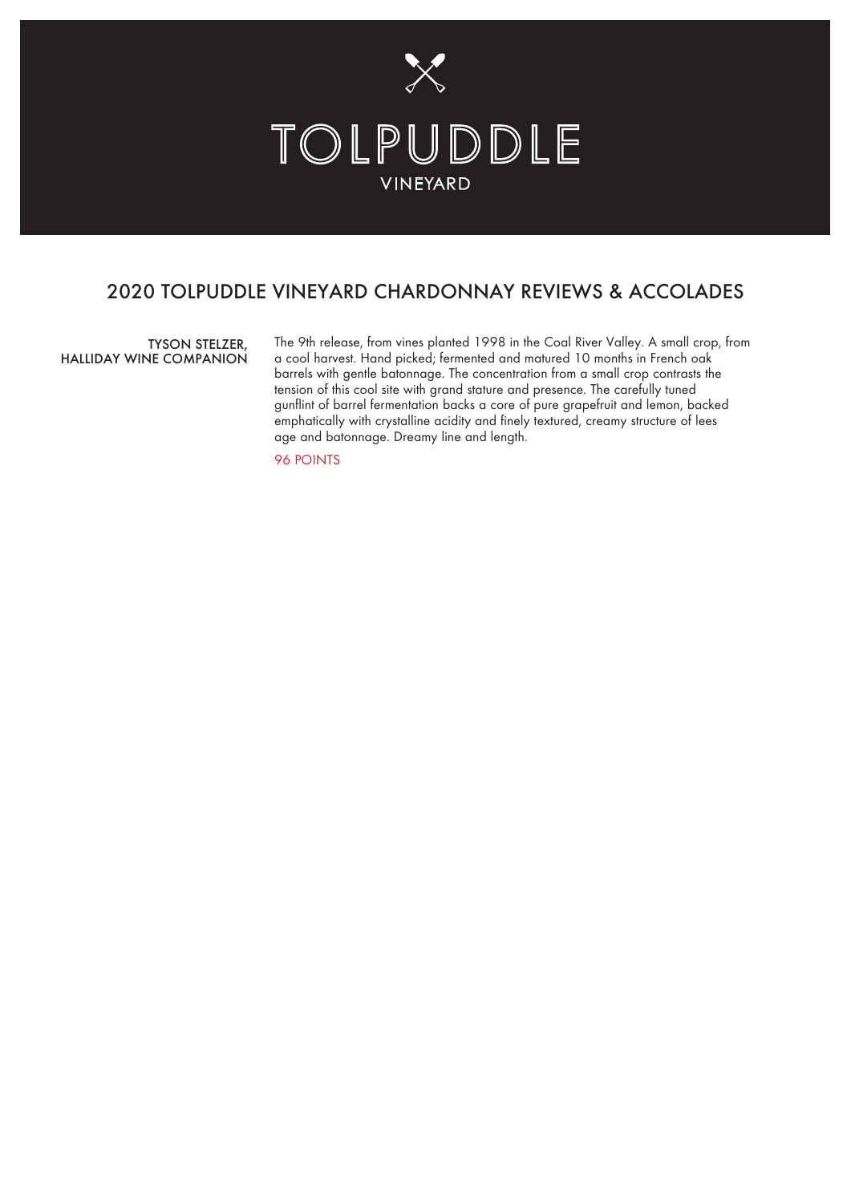# TOLPUDDLE

VINEYARD

## 2020 TOLPUDDLE VINEYARD CHARDONNAY REVIEWS & ACCOLADES

**TYSON STELZER, HALLIDAY WINE COMPANION**

The 9th release, from vines planted 1998 in the Coal River Valley. A small crop, from a cool harvest. Hand picked; fermented and matured 10 months in French oak barrels with gentle batonnage. The concentration from a small crop contrasts the tension of this cool site with grand stature and presence. The carefully tuned gunflint of barrel fermentation backs a core of pure grapefruit and lemon, backed emphatically with crystalline acidity and finely textured, creamy structure of lees age and batonnage. Dreamy line and length.

96 POINTS